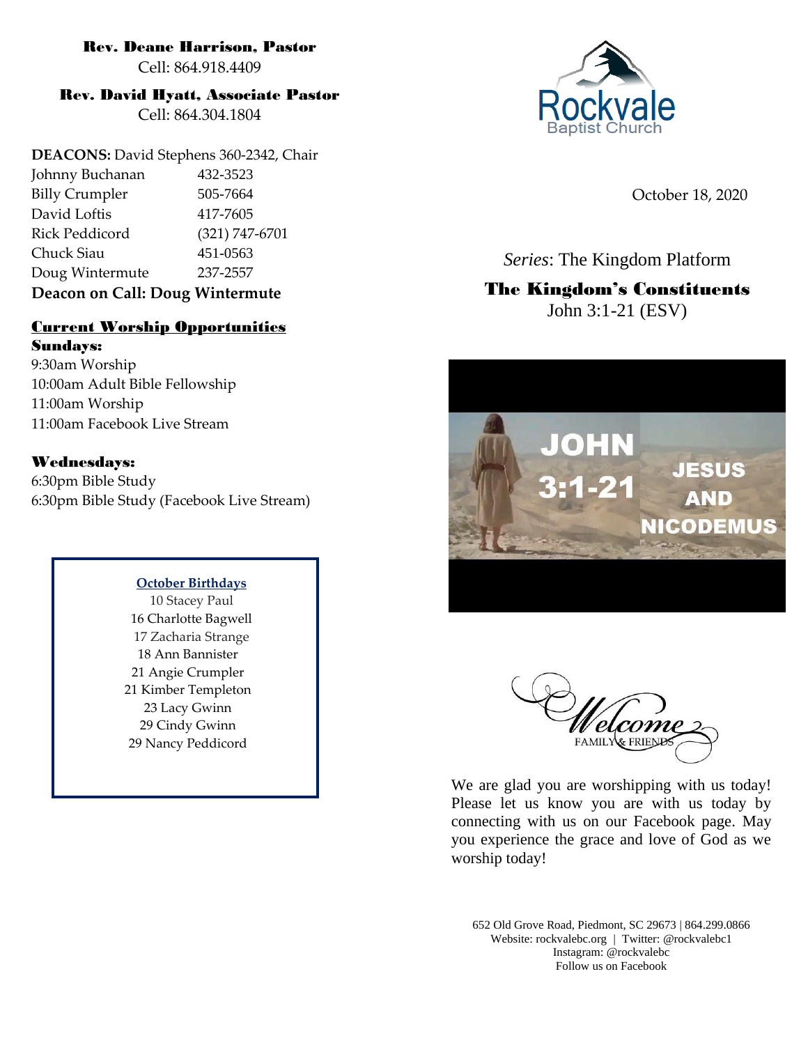**Rev. Deane Harrison, Pastor**
Cell: 864.918.4409

**Rev. David Hyatt, Associate Pastor**
Cell: 864.304.1804

**DEACONS:** David Stephens 360-2342, Chair

| | |
|---|---|
| Johnny Buchanan | 432-3523 |
| Billy Crumpler | 505-7664 |
| David Loftis | 417-7605 |
| Rick Peddicord | (321) 747-6701 |
| Chuck Siau | 451-0563 |
| Doug Wintermute | 237-2557 |

**Deacon on Call: Doug Wintermute**

## Current Worship Opportunities

**Sundays:**
9:30am Worship
10:00am Adult Bible Fellowship
11:00am Worship
11:00am Facebook Live Stream

**Wednesdays:**
6:30pm Bible Study
6:30pm Bible Study (Facebook Live Stream)

**October Birthdays**
10 Stacey Paul
16 Charlotte Bagwell
17 Zacharia Strange
18 Ann Bannister
21 Angie Crumpler
21 Kimber Templeton
23 Lacy Gwinn
29 Cindy Gwinn
29 Nancy Peddicord

Rockvale Baptist Church

October 18, 2020

*Series*: The Kingdom Platform

**The Kingdom's Constituents**
John 3:1-21 (ESV)

JOHN 3:1-21 JESUS AND NICODEMUS

Welcome FAMILY & FRIENDS

We are glad you are worshipping with us today! Please let us know you are with us today by connecting with us on our Facebook page. May you experience the grace and love of God as we worship today!

652 Old Grove Road, Piedmont, SC 29673 | 864.299.0866
Website: rockvalebc.org | Twitter: @rockvalebc1
Instagram: @rockvalebc
Follow us on Facebook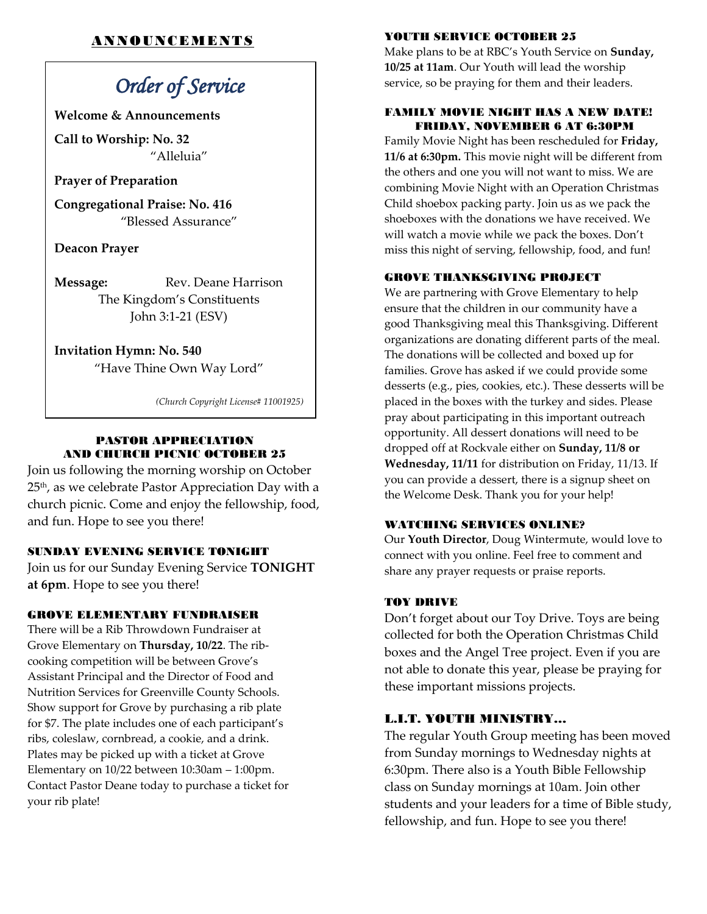## ANNOUNCEMENTS

# *Order of Service*

**Welcome & Announcements**

**Call to Worship: No. 32**
"Alleluia"

**Prayer of Preparation**

**Congregational Praise: No. 416**
"Blessed Assurance"

**Deacon Prayer**

**Message:** Rev. Deane Harrison
The Kingdom's Constituents
John 3:1-21 (ESV)

**Invitation Hymn: No. 540**
"Have Thine Own Way Lord"

*(Church Copyright License# 11001925)*

### PASTOR APPRECIATION AND CHURCH PICNIC OCTOBER 25

Join us following the morning worship on October 25th, as we celebrate Pastor Appreciation Day with a church picnic. Come and enjoy the fellowship, food, and fun. Hope to see you there!

### SUNDAY EVENING SERVICE TONIGHT

Join us for our Sunday Evening Service **TONIGHT at 6pm**. Hope to see you there!

### GROVE ELEMENTARY FUNDRAISER

There will be a Rib Throwdown Fundraiser at Grove Elementary on **Thursday, 10/22**. The rib-cooking competition will be between Grove's Assistant Principal and the Director of Food and Nutrition Services for Greenville County Schools. Show support for Grove by purchasing a rib plate for $7. The plate includes one of each participant's ribs, coleslaw, cornbread, a cookie, and a drink. Plates may be picked up with a ticket at Grove Elementary on 10/22 between 10:30am – 1:00pm. Contact Pastor Deane today to purchase a ticket for your rib plate!

### YOUTH SERVICE OCTOBER 25

Make plans to be at RBC's Youth Service on **Sunday, 10/25 at 11am**. Our Youth will lead the worship service, so be praying for them and their leaders.

### FAMILY MOVIE NIGHT HAS A NEW DATE! FRIDAY, NOVEMBER 6 AT 6:30PM

Family Movie Night has been rescheduled for **Friday, 11/6 at 6:30pm.** This movie night will be different from the others and one you will not want to miss. We are combining Movie Night with an Operation Christmas Child shoebox packing party. Join us as we pack the shoeboxes with the donations we have received. We will watch a movie while we pack the boxes. Don't miss this night of serving, fellowship, food, and fun!

### GROVE THANKSGIVING PROJECT

We are partnering with Grove Elementary to help ensure that the children in our community have a good Thanksgiving meal this Thanksgiving. Different organizations are donating different parts of the meal. The donations will be collected and boxed up for families. Grove has asked if we could provide some desserts (e.g., pies, cookies, etc.). These desserts will be placed in the boxes with the turkey and sides. Please pray about participating in this important outreach opportunity. All dessert donations will need to be dropped off at Rockvale either on **Sunday, 11/8 or Wednesday, 11/11** for distribution on Friday, 11/13. If you can provide a dessert, there is a signup sheet on the Welcome Desk. Thank you for your help!

### WATCHING SERVICES ONLINE?

Our **Youth Director**, Doug Wintermute, would love to connect with you online. Feel free to comment and share any prayer requests or praise reports.

### TOY DRIVE

Don't forget about our Toy Drive. Toys are being collected for both the Operation Christmas Child boxes and the Angel Tree project. Even if you are not able to donate this year, please be praying for these important missions projects.

### L.I.T. YOUTH MINISTRY…

The regular Youth Group meeting has been moved from Sunday mornings to Wednesday nights at 6:30pm. There also is a Youth Bible Fellowship class on Sunday mornings at 10am. Join other students and your leaders for a time of Bible study, fellowship, and fun. Hope to see you there!